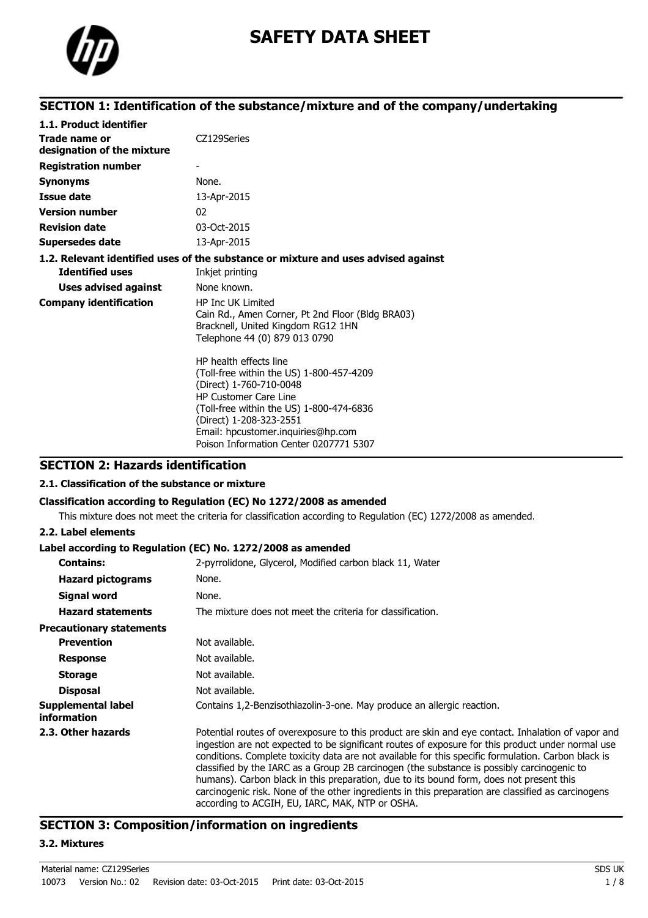# SAFETY DATA SHEET

## SECTION 1: Identification of the substance/mixture and of the company/undertaking

**1.1. Product identifier**

| | |
|---|---|
| **Trade name or designation of the mixture** | CZ129Series |
| **Registration number** | - |
| **Synonyms** | None. |
| **Issue date** | 13-Apr-2015 |
| **Version number** | 02 |
| **Revision date** | 03-Oct-2015 |
| **Supersedes date** | 13-Apr-2015 |

**1.2. Relevant identified uses of the substance or mixture and uses advised against**

| | |
|---|---|
| **Identified uses** | Inkjet printing |
| **Uses advised against** | None known. |

**Company identification**

HP Inc UK Limited
Cain Rd., Amen Corner, Pt 2nd Floor (Bldg BRA03)
Bracknell, United Kingdom RG12 1HN
Telephone 44 (0) 879 013 0790

HP health effects line
(Toll-free within the US) 1-800-457-4209
(Direct) 1-760-710-0048
HP Customer Care Line
(Toll-free within the US) 1-800-474-6836
(Direct) 1-208-323-2551
Email: hpcustomer.inquiries@hp.com
Poison Information Center 0207771 5307

## SECTION 2: Hazards identification

**2.1. Classification of the substance or mixture**

**Classification according to Regulation (EC) No 1272/2008 as amended**

This mixture does not meet the criteria for classification according to Regulation (EC) 1272/2008 as amended.

**2.2. Label elements**

**Label according to Regulation (EC) No. 1272/2008 as amended**

| | |
|---|---|
| **Contains:** | 2-pyrrolidone, Glycerol, Modified carbon black 11, Water |
| **Hazard pictograms** | None. |
| **Signal word** | None. |
| **Hazard statements** | The mixture does not meet the criteria for classification. |

**Precautionary statements**

| | |
|---|---|
| **Prevention** | Not available. |
| **Response** | Not available. |
| **Storage** | Not available. |
| **Disposal** | Not available. |
| **Supplemental label information** | Contains 1,2-Benzisothiazolin-3-one. May produce an allergic reaction. |

**2.3. Other hazards**

Potential routes of overexposure to this product are skin and eye contact. Inhalation of vapor and ingestion are not expected to be significant routes of exposure for this product under normal use conditions. Complete toxicity data are not available for this specific formulation. Carbon black is classified by the IARC as a Group 2B carcinogen (the substance is possibly carcinogenic to humans). Carbon black in this preparation, due to its bound form, does not present this carcinogenic risk. None of the other ingredients in this preparation are classified as carcinogens according to ACGIH, EU, IARC, MAK, NTP or OSHA.

## SECTION 3: Composition/information on ingredients

**3.2. Mixtures**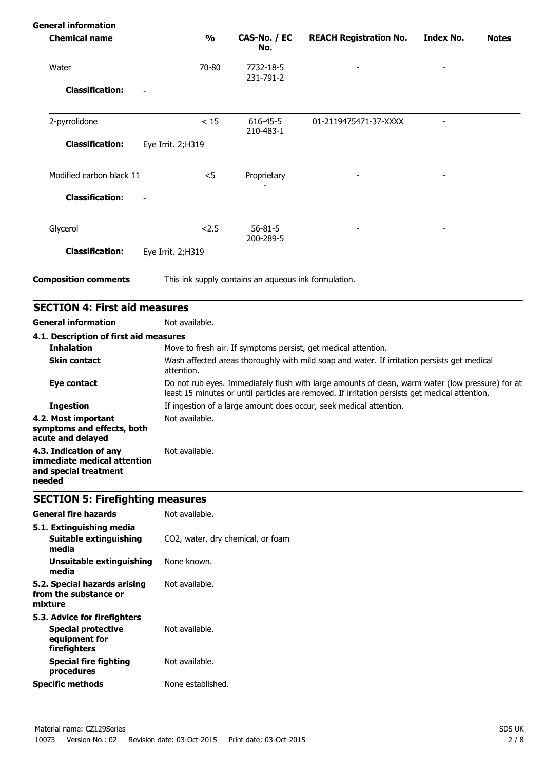**General information**

| Chemical name | % | CAS-No. / EC No. | REACH Registration No. | Index No. | Notes |
|---|---|---|---|---|---|
| Water | 70-80 | 7732-18-5<br>231-791-2 | - | - | |
| **Classification:** - | | | | | |
| 2-pyrrolidone | < 15 | 616-45-5<br>210-483-1 | 01-2119475471-37-XXXX | - | |
| **Classification:** Eye Irrit. 2;H319 | | | | | |
| Modified carbon black 11 | <5 | Proprietary<br>- | - | - | |
| **Classification:** - | | | | | |
| Glycerol | <2.5 | 56-81-5<br>200-289-5 | - | - | |
| **Classification:** Eye Irrit. 2;H319 | | | | | |

**Composition comments** This ink supply contains an aqueous ink formulation.

## SECTION 4: First aid measures

**General information** Not available.

**4.1. Description of first aid measures**

**Inhalation** Move to fresh air. If symptoms persist, get medical attention.

**Skin contact** Wash affected areas thoroughly with mild soap and water. If irritation persists get medical attention.

**Eye contact** Do not rub eyes. Immediately flush with large amounts of clean, warm water (low pressure) for at least 15 minutes or until particles are removed. If irritation persists get medical attention.

**Ingestion** If ingestion of a large amount does occur, seek medical attention.

**4.2. Most important symptoms and effects, both acute and delayed** Not available.

**4.3. Indication of any immediate medical attention and special treatment needed** Not available.

## SECTION 5: Firefighting measures

**General fire hazards** Not available.

**5.1. Extinguishing media**

**Suitable extinguishing media** $CO_2$, water, dry chemical, or foam

**Unsuitable extinguishing media** None known.

**5.2. Special hazards arising from the substance or mixture** Not available.

**5.3. Advice for firefighters**

**Special protective equipment for firefighters** Not available.

**Special fire fighting procedures** Not available.

**Specific methods** None established.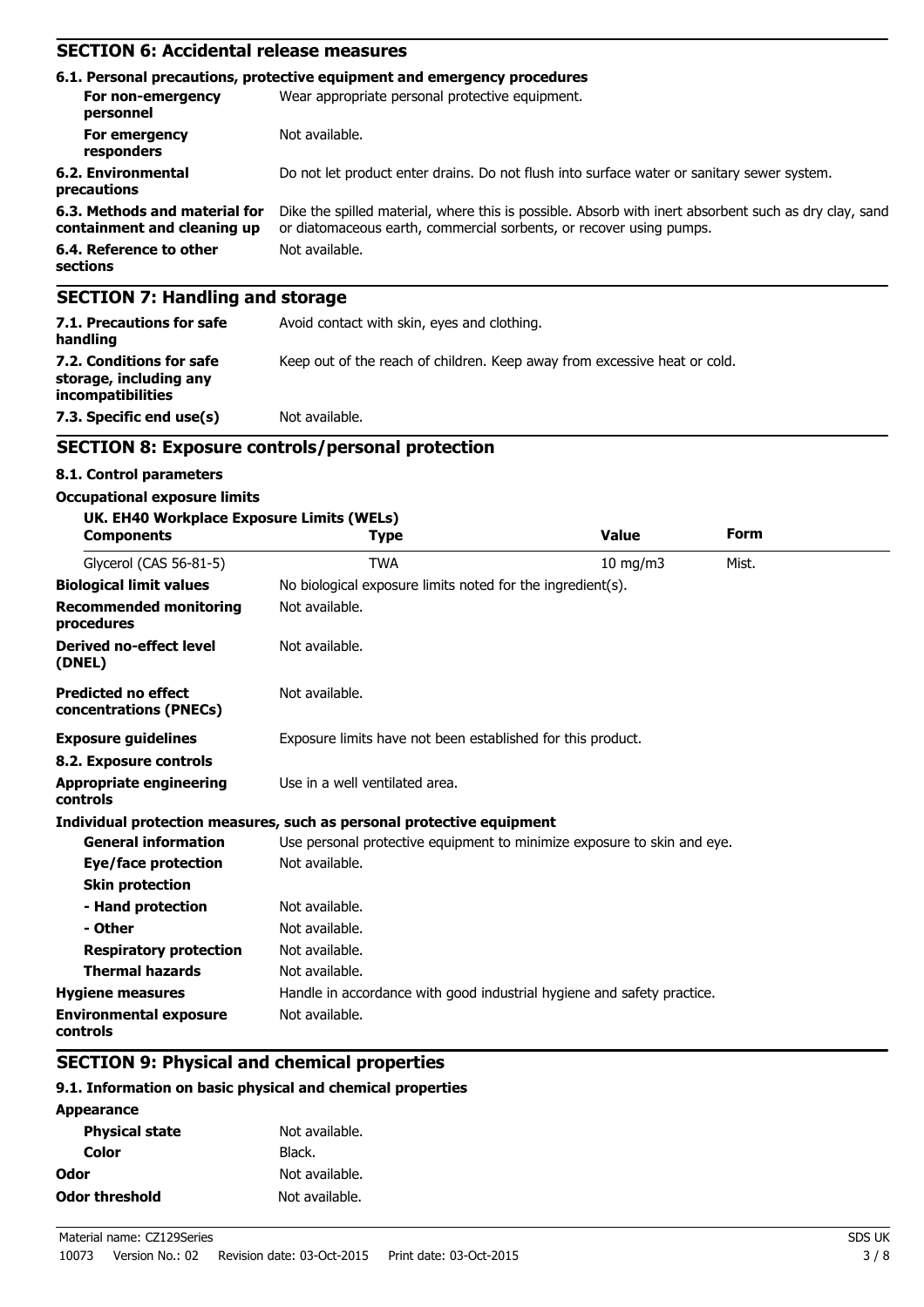## SECTION 6: Accidental release measures

### 6.1. Personal precautions, protective equipment and emergency procedures

| | |
|---|---|
| **For non-emergency personnel** | Wear appropriate personal protective equipment. |
| **For emergency responders** | Not available. |
| **6.2. Environmental precautions** | Do not let product enter drains. Do not flush into surface water or sanitary sewer system. |
| **6.3. Methods and material for containment and cleaning up** | Dike the spilled material, where this is possible. Absorb with inert absorbent such as dry clay, sand or diatomaceous earth, commercial sorbents, or recover using pumps. |
| **6.4. Reference to other sections** | Not available. |

## SECTION 7: Handling and storage

| | |
|---|---|
| **7.1. Precautions for safe handling** | Avoid contact with skin, eyes and clothing. |
| **7.2. Conditions for safe storage, including any incompatibilities** | Keep out of the reach of children. Keep away from excessive heat or cold. |
| **7.3. Specific end use(s)** | Not available. |

## SECTION 8: Exposure controls/personal protection

### 8.1. Control parameters

**Occupational exposure limits**

**UK. EH40 Workplace Exposure Limits (WELs)**

| Components | Type | Value | Form |
|---|---|---|---|
| Glycerol (CAS 56-81-5) | TWA | 10 mg/m3 | Mist. |

| | |
|---|---|
| **Biological limit values** | No biological exposure limits noted for the ingredient(s). |
| **Recommended monitoring procedures** | Not available. |
| **Derived no-effect level (DNEL)** | Not available. |
| **Predicted no effect concentrations (PNECs)** | Not available. |
| **Exposure guidelines** | Exposure limits have not been established for this product. |

### 8.2. Exposure controls

| | |
|---|---|
| **Appropriate engineering controls** | Use in a well ventilated area. |

**Individual protection measures, such as personal protective equipment**

| | |
|---|---|
| **General information** | Use personal protective equipment to minimize exposure to skin and eye. |
| **Eye/face protection** | Not available. |
| **Skin protection** | |
| **- Hand protection** | Not available. |
| **- Other** | Not available. |
| **Respiratory protection** | Not available. |
| **Thermal hazards** | Not available. |
| **Hygiene measures** | Handle in accordance with good industrial hygiene and safety practice. |
| **Environmental exposure controls** | Not available. |

## SECTION 9: Physical and chemical properties

### 9.1. Information on basic physical and chemical properties

**Appearance**

| | |
|---|---|
| **Physical state** | Not available. |
| **Color** | Black. |
| **Odor** | Not available. |
| **Odor threshold** | Not available. |

Material name: CZ129Series SDS UK
10073 Version No.: 02 Revision date: 03-Oct-2015 Print date: 03-Oct-2015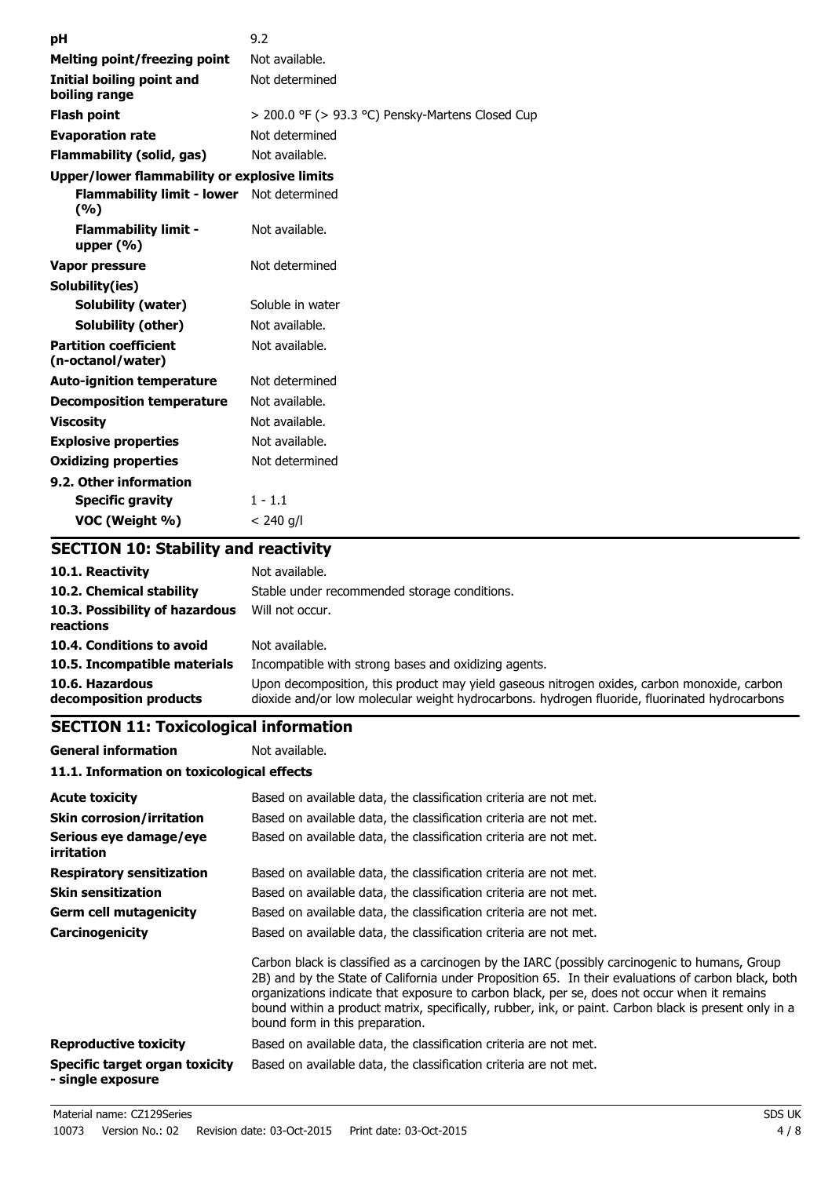| | |
|---|---|
| **pH** | 9.2 |
| **Melting point/freezing point** | Not available. |
| **Initial boiling point and boiling range** | Not determined |
| **Flash point** | > 200.0 °F (> 93.3 °C) Pensky-Martens Closed Cup |
| **Evaporation rate** | Not determined |
| **Flammability (solid, gas)** | Not available. |
| **Upper/lower flammability or explosive limits** | |
| **Flammability limit - lower (%)** | Not determined |
| **Flammability limit - upper (%)** | Not available. |
| **Vapor pressure** | Not determined |
| **Solubility(ies)** | |
| **Solubility (water)** | Soluble in water |
| **Solubility (other)** | Not available. |
| **Partition coefficient (n-octanol/water)** | Not available. |
| **Auto-ignition temperature** | Not determined |
| **Decomposition temperature** | Not available. |
| **Viscosity** | Not available. |
| **Explosive properties** | Not available. |
| **Oxidizing properties** | Not determined |
| **9.2. Other information** | |
| **Specific gravity** | 1 - 1.1 |
| **VOC (Weight %)** | < 240 g/l |

## SECTION 10: Stability and reactivity

| | |
|---|---|
| **10.1. Reactivity** | Not available. |
| **10.2. Chemical stability** | Stable under recommended storage conditions. |
| **10.3. Possibility of hazardous reactions** | Will not occur. |
| **10.4. Conditions to avoid** | Not available. |
| **10.5. Incompatible materials** | Incompatible with strong bases and oxidizing agents. |
| **10.6. Hazardous decomposition products** | Upon decomposition, this product may yield gaseous nitrogen oxides, carbon monoxide, carbon dioxide and/or low molecular weight hydrocarbons. hydrogen fluoride, fluorinated hydrocarbons |

## SECTION 11: Toxicological information

| | |
|---|---|
| **General information** | Not available. |

**11.1. Information on toxicological effects**

| | |
|---|---|
| **Acute toxicity** | Based on available data, the classification criteria are not met. |
| **Skin corrosion/irritation** | Based on available data, the classification criteria are not met. |
| **Serious eye damage/eye irritation** | Based on available data, the classification criteria are not met. |
| **Respiratory sensitization** | Based on available data, the classification criteria are not met. |
| **Skin sensitization** | Based on available data, the classification criteria are not met. |
| **Germ cell mutagenicity** | Based on available data, the classification criteria are not met. |
| **Carcinogenicity** | Based on available data, the classification criteria are not met. |
| | Carbon black is classified as a carcinogen by the IARC (possibly carcinogenic to humans, Group 2B) and by the State of California under Proposition 65. In their evaluations of carbon black, both organizations indicate that exposure to carbon black, per se, does not occur when it remains bound within a product matrix, specifically, rubber, ink, or paint. Carbon black is present only in a bound form in this preparation. |
| **Reproductive toxicity** | Based on available data, the classification criteria are not met. |
| **Specific target organ toxicity - single exposure** | Based on available data, the classification criteria are not met. |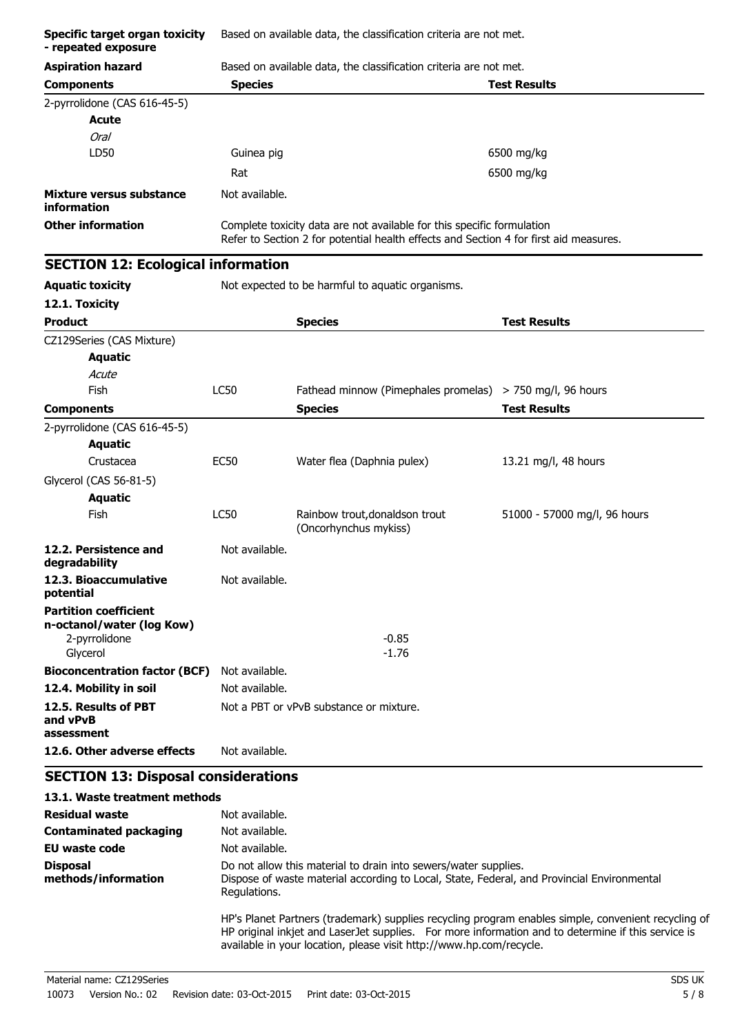| | |
|---|---|
| **Specific target organ toxicity - repeated exposure** | Based on available data, the classification criteria are not met. |
| **Aspiration hazard** | Based on available data, the classification criteria are not met. |

| Components | Species | Test Results |
|---|---|---|
| 2-pyrrolidone (CAS 616-45-5) | | |
| **Acute** | | |
| *Oral* | | |
| LD50 | Guinea pig | 6500 mg/kg |
| | Rat | 6500 mg/kg |

| | |
|---|---|
| **Mixture versus substance information** | Not available. |
| **Other information** | Complete toxicity data are not available for this specific formulation<br>Refer to Section 2 for potential health effects and Section 4 for first aid measures. |

## SECTION 12: Ecological information

**Aquatic toxicity** Not expected to be harmful to aquatic organisms.

**12.1. Toxicity**

| Product | | Species | Test Results |
|---|---|---|---|
| CZ129Series (CAS Mixture) | | | |
| **Aquatic** | | | |
| *Acute* | | | |
| Fish | LC50 | Fathead minnow (Pimephales promelas) | > 750 mg/l, 96 hours |
| **Components** | | **Species** | **Test Results** |
| 2-pyrrolidone (CAS 616-45-5) | | | |
| **Aquatic** | | | |
| Crustacea | EC50 | Water flea (Daphnia pulex) | 13.21 mg/l, 48 hours |
| Glycerol (CAS 56-81-5) | | | |
| **Aquatic** | | | |
| Fish | LC50 | Rainbow trout,donaldson trout (Oncorhynchus mykiss) | 51000 - 57000 mg/l, 96 hours |

| | |
|---|---|
| **12.2. Persistence and degradability** | Not available. |
| **12.3. Bioaccumulative potential** | Not available. |
| **Partition coefficient n-octanol/water (log Kow)** | |
| 2-pyrrolidone | -0.85 |
| Glycerol | -1.76 |
| **Bioconcentration factor (BCF)** | Not available. |
| **12.4. Mobility in soil** | Not available. |
| **12.5. Results of PBT and vPvB assessment** | Not a PBT or vPvB substance or mixture. |
| **12.6. Other adverse effects** | Not available. |

## SECTION 13: Disposal considerations

**13.1. Waste treatment methods**

| | |
|---|---|
| **Residual waste** | Not available. |
| **Contaminated packaging** | Not available. |
| **EU waste code** | Not available. |
| **Disposal methods/information** | Do not allow this material to drain into sewers/water supplies.<br>Dispose of waste material according to Local, State, Federal, and Provincial Environmental Regulations.<br><br>HP's Planet Partners (trademark) supplies recycling program enables simple, convenient recycling of HP original inkjet and LaserJet supplies. For more information and to determine if this service is available in your location, please visit http://www.hp.com/recycle. |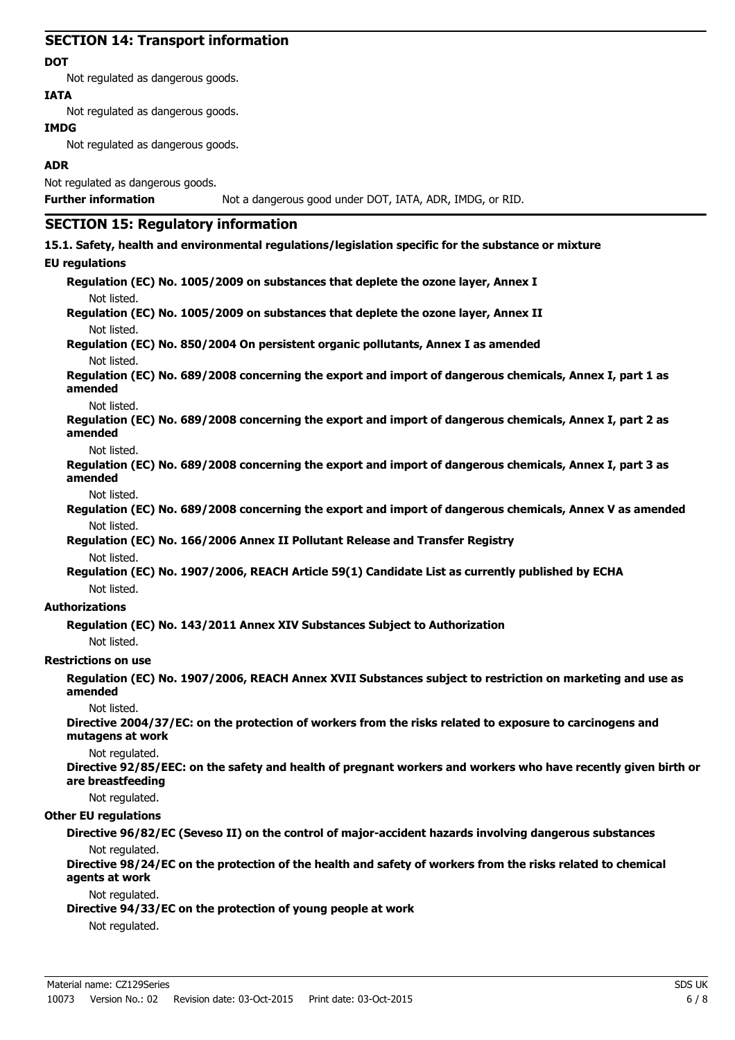## SECTION 14: Transport information

**DOT**

Not regulated as dangerous goods.

**IATA**

Not regulated as dangerous goods.

**IMDG**

Not regulated as dangerous goods.

**ADR**

Not regulated as dangerous goods.

**Further information** Not a dangerous good under DOT, IATA, ADR, IMDG, or RID.

## SECTION 15: Regulatory information

**15.1. Safety, health and environmental regulations/legislation specific for the substance or mixture**

**EU regulations**

**Regulation (EC) No. 1005/2009 on substances that deplete the ozone layer, Annex I**

Not listed.

**Regulation (EC) No. 1005/2009 on substances that deplete the ozone layer, Annex II**

Not listed.

**Regulation (EC) No. 850/2004 On persistent organic pollutants, Annex I as amended**

Not listed.

**Regulation (EC) No. 689/2008 concerning the export and import of dangerous chemicals, Annex I, part 1 as amended**

Not listed.

**Regulation (EC) No. 689/2008 concerning the export and import of dangerous chemicals, Annex I, part 2 as amended**

Not listed.

**Regulation (EC) No. 689/2008 concerning the export and import of dangerous chemicals, Annex I, part 3 as amended**

Not listed.

**Regulation (EC) No. 689/2008 concerning the export and import of dangerous chemicals, Annex V as amended**

Not listed.

**Regulation (EC) No. 166/2006 Annex II Pollutant Release and Transfer Registry**

Not listed.

**Regulation (EC) No. 1907/2006, REACH Article 59(1) Candidate List as currently published by ECHA**

Not listed.

**Authorizations**

**Regulation (EC) No. 143/2011 Annex XIV Substances Subject to Authorization**

Not listed.

**Restrictions on use**

**Regulation (EC) No. 1907/2006, REACH Annex XVII Substances subject to restriction on marketing and use as amended**

Not listed.

**Directive 2004/37/EC: on the protection of workers from the risks related to exposure to carcinogens and mutagens at work**

Not regulated.

**Directive 92/85/EEC: on the safety and health of pregnant workers and workers who have recently given birth or are breastfeeding**

Not regulated.

**Other EU regulations**

**Directive 96/82/EC (Seveso II) on the control of major-accident hazards involving dangerous substances**

Not regulated.

**Directive 98/24/EC on the protection of the health and safety of workers from the risks related to chemical agents at work**

Not regulated.

**Directive 94/33/EC on the protection of young people at work**

Not regulated.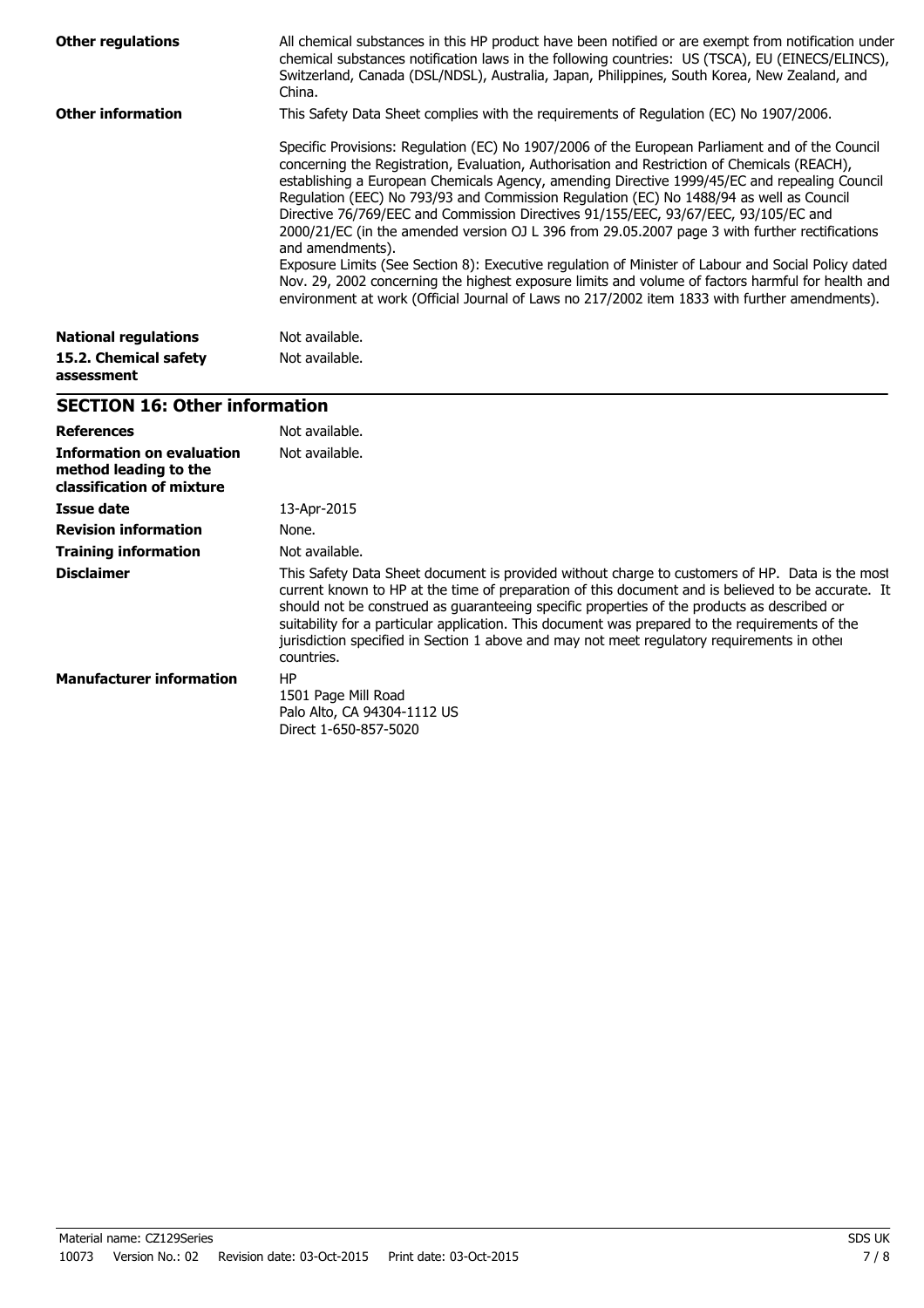**Other regulations** All chemical substances in this HP product have been notified or are exempt from notification under chemical substances notification laws in the following countries: US (TSCA), EU (EINECS/ELINCS), Switzerland, Canada (DSL/NDSL), Australia, Japan, Philippines, South Korea, New Zealand, and China.

**Other information** This Safety Data Sheet complies with the requirements of Regulation (EC) No 1907/2006.

Specific Provisions: Regulation (EC) No 1907/2006 of the European Parliament and of the Council concerning the Registration, Evaluation, Authorisation and Restriction of Chemicals (REACH), establishing a European Chemicals Agency, amending Directive 1999/45/EC and repealing Council Regulation (EEC) No 793/93 and Commission Regulation (EC) No 1488/94 as well as Council Directive 76/769/EEC and Commission Directives 91/155/EEC, 93/67/EEC, 93/105/EC and 2000/21/EC (in the amended version OJ L 396 from 29.05.2007 page 3 with further rectifications and amendments).
Exposure Limits (See Section 8): Executive regulation of Minister of Labour and Social Policy dated Nov. 29, 2002 concerning the highest exposure limits and volume of factors harmful for health and environment at work (Official Journal of Laws no 217/2002 item 1833 with further amendments).

**National regulations** Not available.

**15.2. Chemical safety assessment** Not available.

## SECTION 16: Other information

**References** Not available.

**Information on evaluation method leading to the classification of mixture** Not available.

**Issue date** 13-Apr-2015

**Revision information** None.

**Training information** Not available.

**Disclaimer** This Safety Data Sheet document is provided without charge to customers of HP. Data is the most current known to HP at the time of preparation of this document and is believed to be accurate. It should not be construed as guaranteeing specific properties of the products as described or suitability for a particular application. This document was prepared to the requirements of the jurisdiction specified in Section 1 above and may not meet regulatory requirements in other countries.

**Manufacturer information**
HP
1501 Page Mill Road
Palo Alto, CA 94304-1112 US
Direct 1-650-857-5020

Material name: CZ129Series
10073 Version No.: 02 Revision date: 03-Oct-2015 Print date: 03-Oct-2015
SDS UK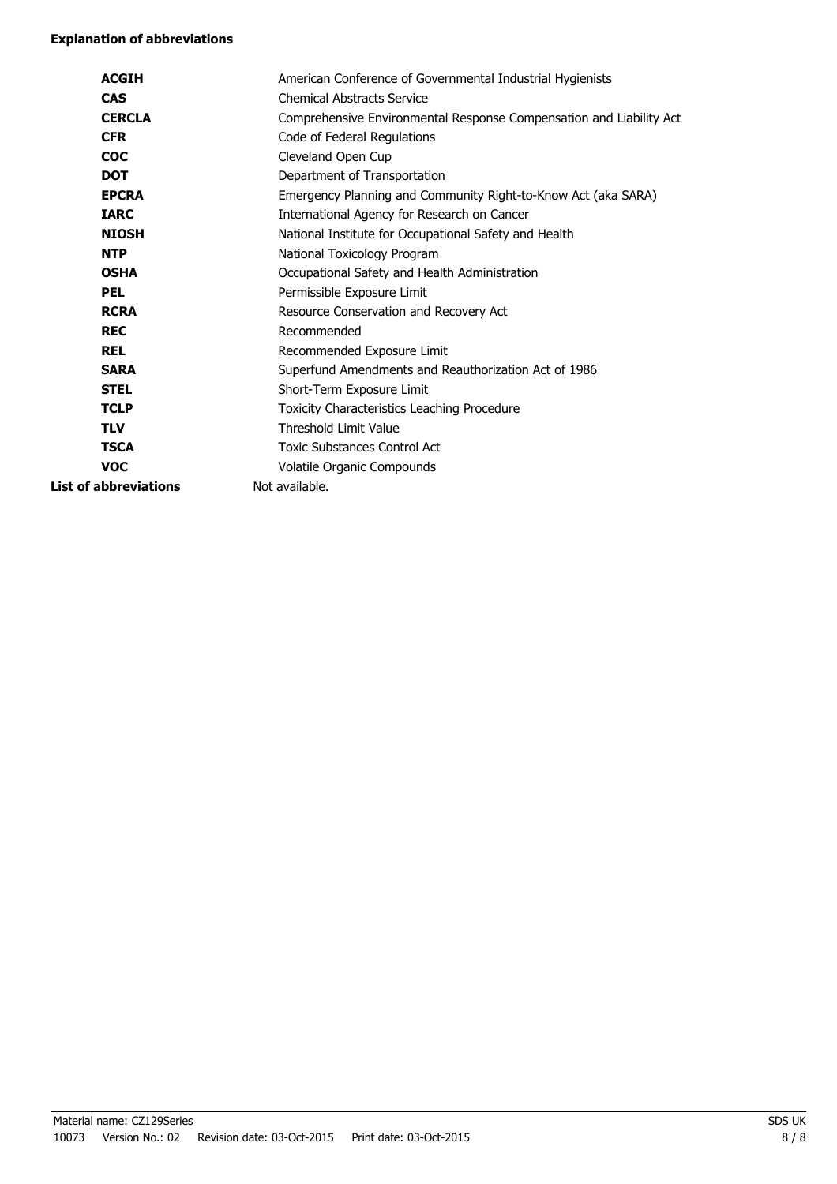**Explanation of abbreviations**

| | |
|---|---|
| **ACGIH** | American Conference of Governmental Industrial Hygienists |
| **CAS** | Chemical Abstracts Service |
| **CERCLA** | Comprehensive Environmental Response Compensation and Liability Act |
| **CFR** | Code of Federal Regulations |
| **COC** | Cleveland Open Cup |
| **DOT** | Department of Transportation |
| **EPCRA** | Emergency Planning and Community Right-to-Know Act (aka SARA) |
| **IARC** | International Agency for Research on Cancer |
| **NIOSH** | National Institute for Occupational Safety and Health |
| **NTP** | National Toxicology Program |
| **OSHA** | Occupational Safety and Health Administration |
| **PEL** | Permissible Exposure Limit |
| **RCRA** | Resource Conservation and Recovery Act |
| **REC** | Recommended |
| **REL** | Recommended Exposure Limit |
| **SARA** | Superfund Amendments and Reauthorization Act of 1986 |
| **STEL** | Short-Term Exposure Limit |
| **TCLP** | Toxicity Characteristics Leaching Procedure |
| **TLV** | Threshold Limit Value |
| **TSCA** | Toxic Substances Control Act |
| **VOC** | Volatile Organic Compounds |

**List of abbreviations** Not available.

Material name: CZ129Series SDS UK
10073 Version No.: 02 Revision date: 03-Oct-2015 Print date: 03-Oct-2015